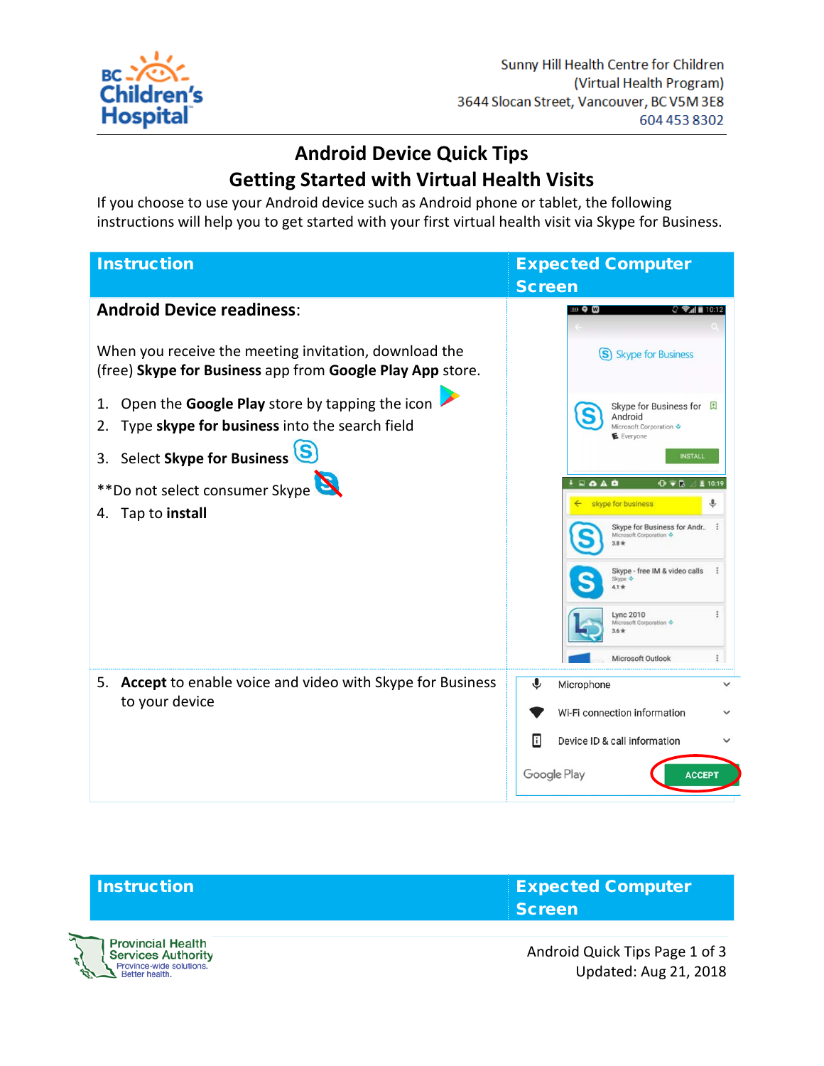Sunny Hill Health Centre for Children
(Virtual Health Program)
3644 Slocan Street, Vancouver, BC V5M 3E8
604 453 8302

# Android Device Quick Tips
## Getting Started with Virtual Health Visits

If you choose to use your Android device such as Android phone or tablet, the following instructions will help you to get started with your first virtual health visit via Skype for Business.

| Instruction | Expected Computer Screen |
|---|---|
| **Android Device readiness**:<br><br>When you receive the meeting invitation, download the (free) **Skype for Business** app from **Google Play App** store.<br><br>1. Open the **Google Play** store by tapping the icon<br>2. Type **skype for business** into the search field<br>3. Select **Skype for Business**<br><br>**Do not select consumer Skype<br><br>4. Tap to **install** | |
| 5. **Accept** to enable voice and video with Skype for Business to your device | |

| Instruction | Expected Computer Screen |
|---|---|

Android Quick Tips Page 1 of 3
Updated: Aug 21, 2018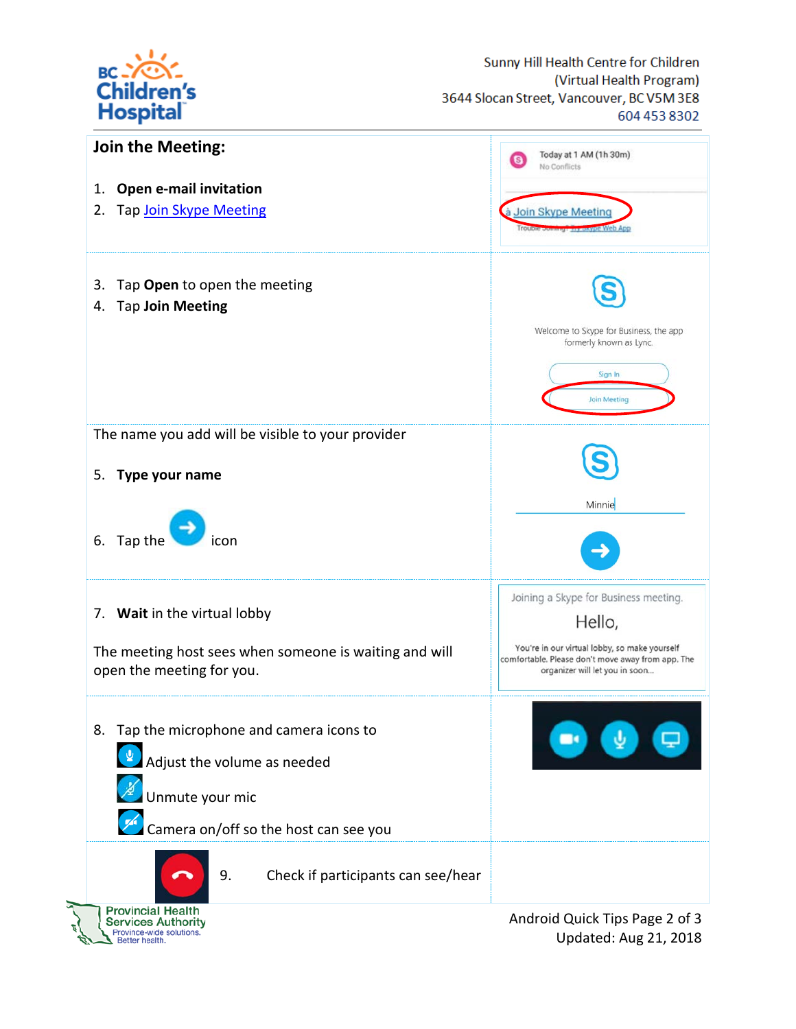## Join the Meeting:

1. **Open e-mail invitation**
2. Tap Join Skype Meeting

3. Tap **Open** to open the meeting
4. Tap **Join Meeting**

The name you add will be visible to your provider

5. **Type your name**

6. Tap the icon

7. **Wait** in the virtual lobby

The meeting host sees when someone is waiting and will open the meeting for you.

8. Tap the microphone and camera icons to
   - Adjust the volume as needed
   - Unmute your mic
   - Camera on/off so the host can see you

9. Check if participants can see/hear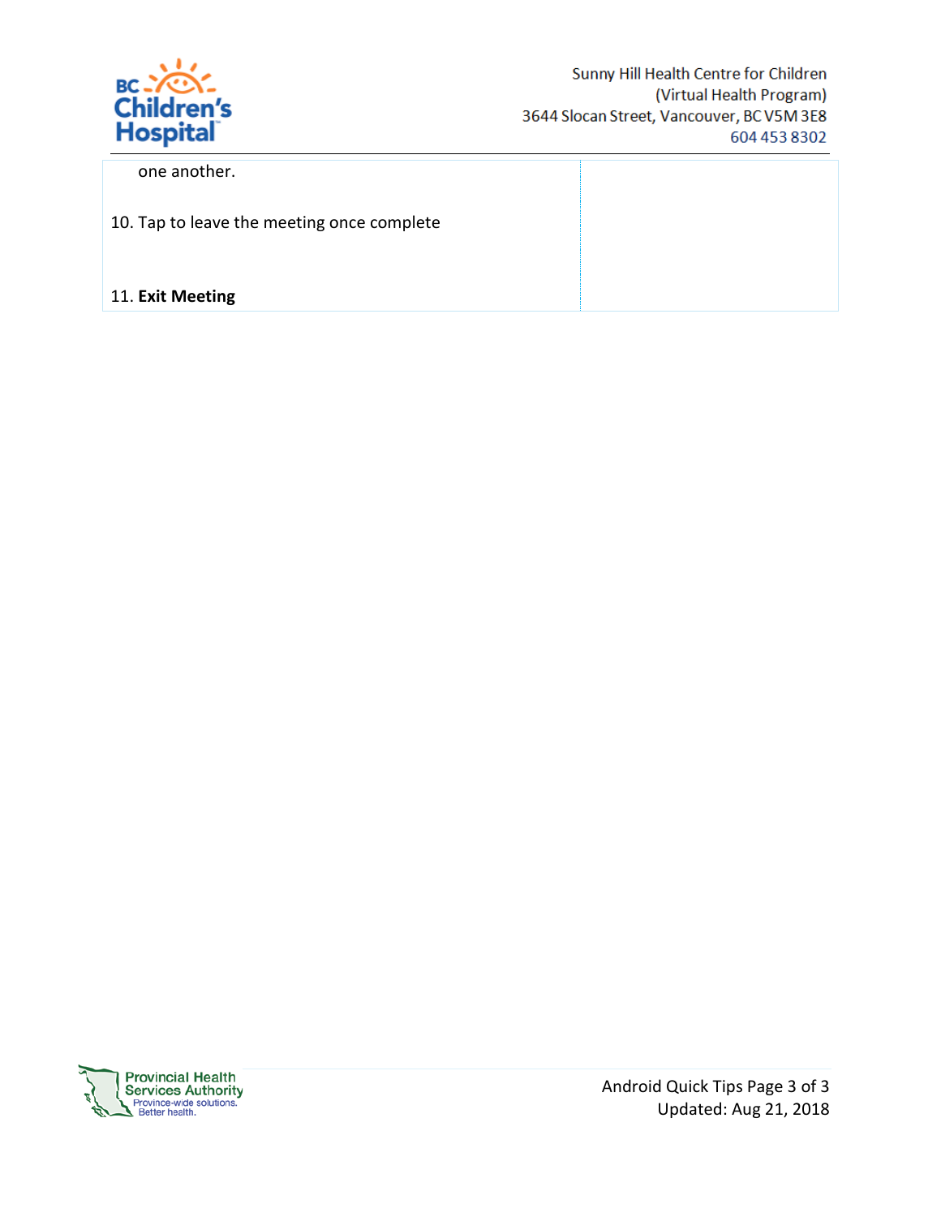| | |
|---|---|
| one another.<br><br>10. Tap to leave the meeting once complete<br><br>11. **Exit Meeting** | |